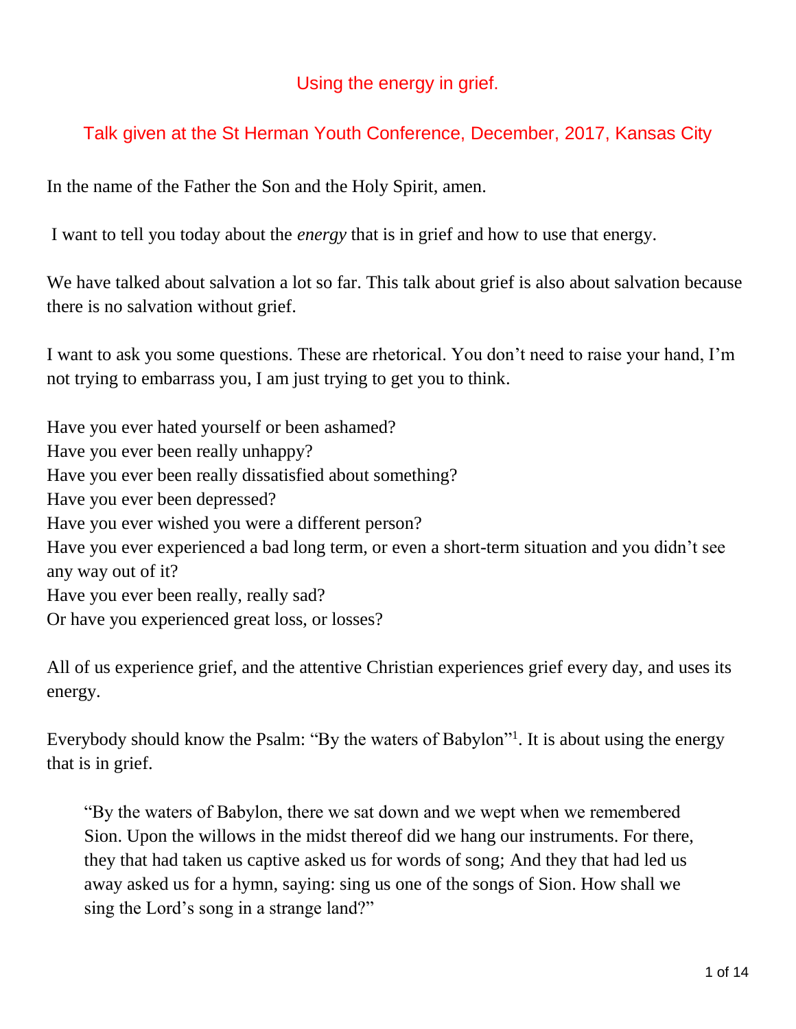# Using the energy in grief.

## Talk given at the St Herman Youth Conference, December, 2017, Kansas City

In the name of the Father the Son and the Holy Spirit, amen.

I want to tell you today about the *energy* that is in grief and how to use that energy.

We have talked about salvation a lot so far. This talk about grief is also about salvation because there is no salvation without grief.

I want to ask you some questions. These are rhetorical. You don't need to raise your hand, I'm not trying to embarrass you, I am just trying to get you to think.

Have you ever hated yourself or been ashamed?
Have you ever been really unhappy?
Have you ever been really dissatisfied about something?
Have you ever been depressed?
Have you ever wished you were a different person?
Have you ever experienced a bad long term, or even a short-term situation and you didn't see any way out of it?
Have you ever been really, really sad?
Or have you experienced great loss, or losses?

All of us experience grief, and the attentive Christian experiences grief every day, and uses its energy.

Everybody should know the Psalm: "By the waters of Babylon"[1]. It is about using the energy that is in grief.

> "By the waters of Babylon, there we sat down and we wept when we remembered Sion. Upon the willows in the midst thereof did we hang our instruments. For there, they that had taken us captive asked us for words of song; And they that had led us away asked us for a hymn, saying: sing us one of the songs of Sion. How shall we sing the Lord's song in a strange land?"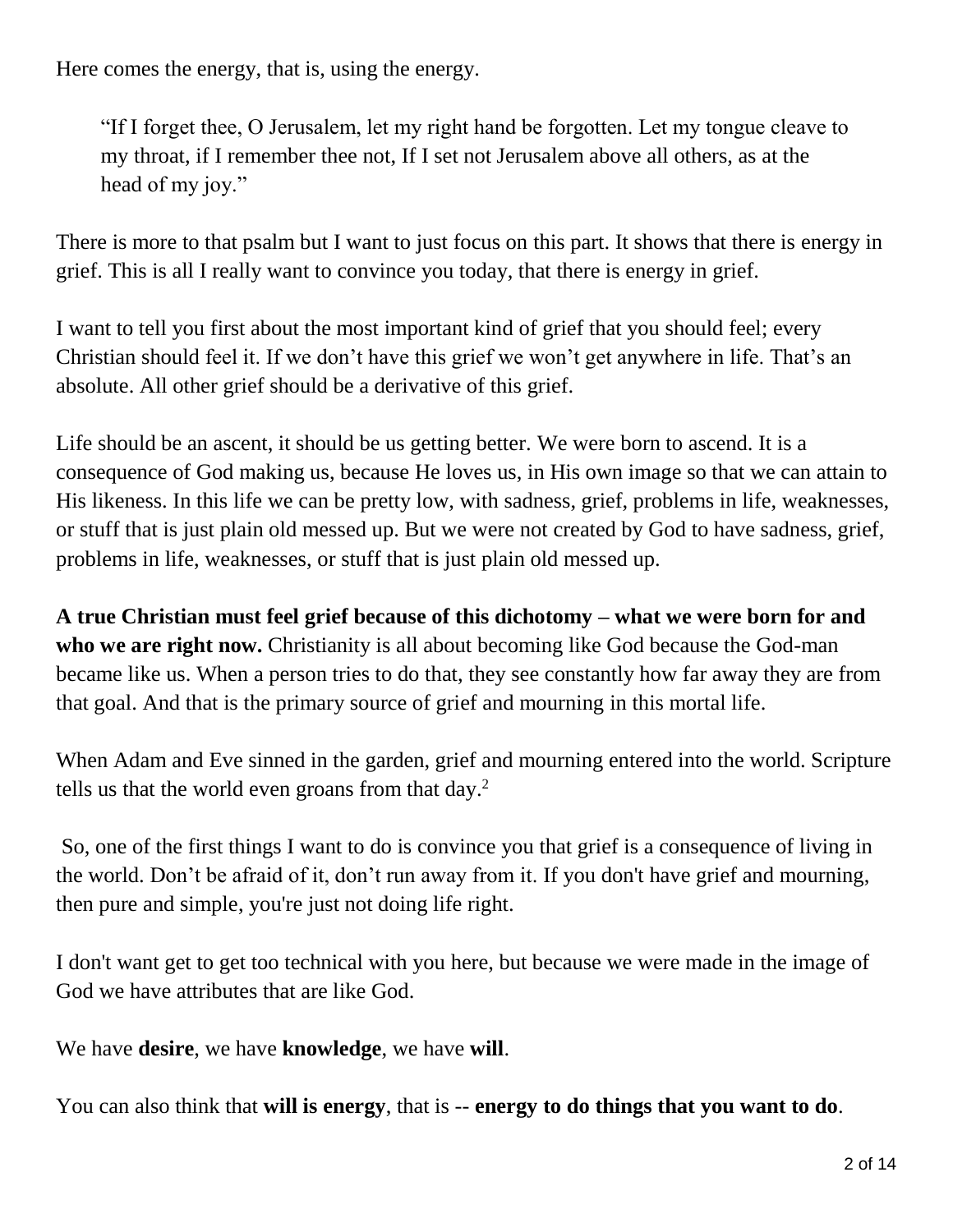Here comes the energy, that is, using the energy.

> "If I forget thee, O Jerusalem, let my right hand be forgotten. Let my tongue cleave to my throat, if I remember thee not, If I set not Jerusalem above all others, as at the head of my joy."

There is more to that psalm but I want to just focus on this part. It shows that there is energy in grief. This is all I really want to convince you today, that there is energy in grief.

I want to tell you first about the most important kind of grief that you should feel; every Christian should feel it. If we don't have this grief we won't get anywhere in life. That's an absolute. All other grief should be a derivative of this grief.

Life should be an ascent, it should be us getting better. We were born to ascend. It is a consequence of God making us, because He loves us, in His own image so that we can attain to His likeness. In this life we can be pretty low, with sadness, grief, problems in life, weaknesses, or stuff that is just plain old messed up. But we were not created by God to have sadness, grief, problems in life, weaknesses, or stuff that is just plain old messed up.

**A true Christian must feel grief because of this dichotomy – what we were born for and who we are right now.** Christianity is all about becoming like God because the God-man became like us. When a person tries to do that, they see constantly how far away they are from that goal. And that is the primary source of grief and mourning in this mortal life.

When Adam and Eve sinned in the garden, grief and mourning entered into the world. Scripture tells us that the world even groans from that day.[2]

So, one of the first things I want to do is convince you that grief is a consequence of living in the world. Don't be afraid of it, don't run away from it. If you don't have grief and mourning, then pure and simple, you're just not doing life right.

I don't want get to get too technical with you here, but because we were made in the image of God we have attributes that are like God.

We have **desire**, we have **knowledge**, we have **will**.

You can also think that **will is energy**, that is -- **energy to do things that you want to do**.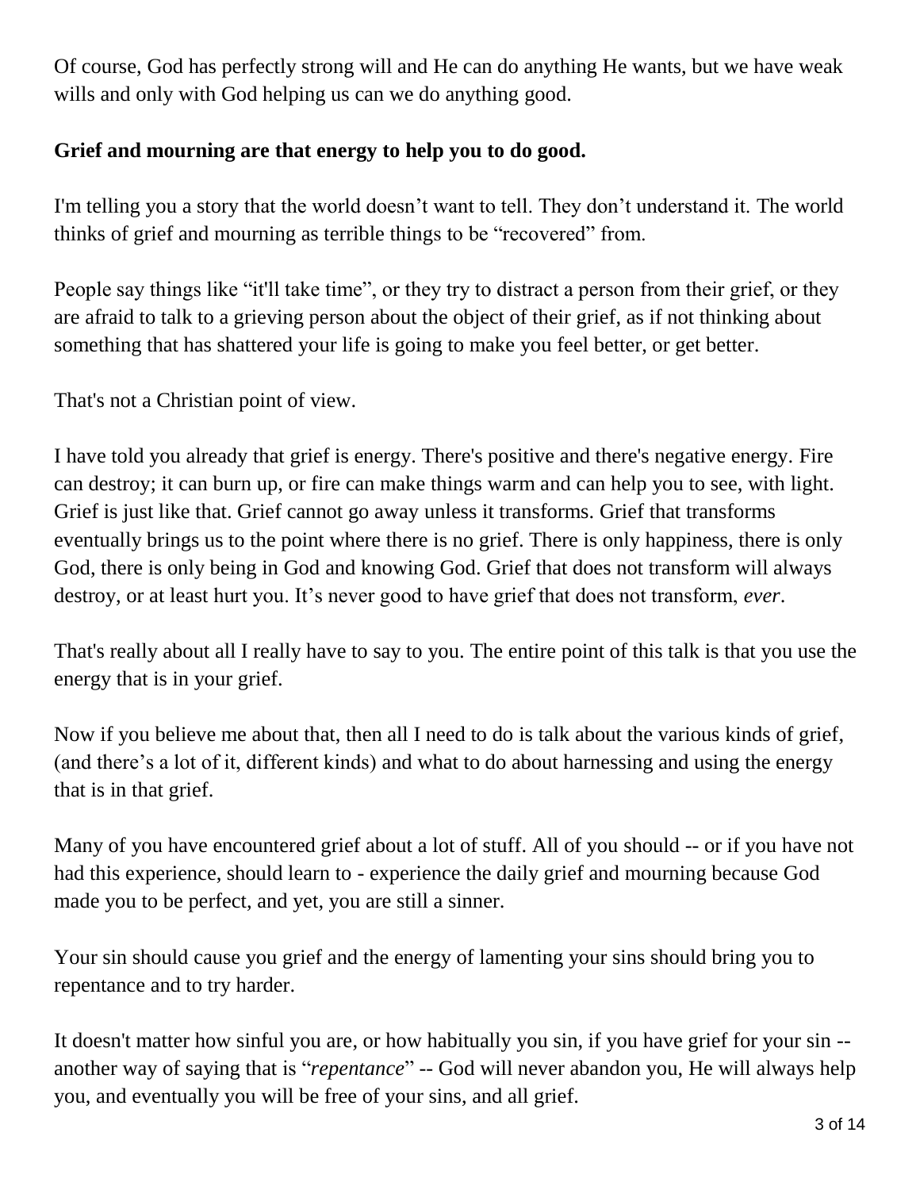Of course, God has perfectly strong will and He can do anything He wants, but we have weak wills and only with God helping us can we do anything good.

**Grief and mourning are that energy to help you to do good.**

I'm telling you a story that the world doesn't want to tell. They don't understand it. The world thinks of grief and mourning as terrible things to be "recovered" from.

People say things like "it'll take time", or they try to distract a person from their grief, or they are afraid to talk to a grieving person about the object of their grief, as if not thinking about something that has shattered your life is going to make you feel better, or get better.

That's not a Christian point of view.

I have told you already that grief is energy. There's positive and there's negative energy. Fire can destroy; it can burn up, or fire can make things warm and can help you to see, with light. Grief is just like that. Grief cannot go away unless it transforms. Grief that transforms eventually brings us to the point where there is no grief. There is only happiness, there is only God, there is only being in God and knowing God. Grief that does not transform will always destroy, or at least hurt you. It's never good to have grief that does not transform, *ever*.

That's really about all I really have to say to you. The entire point of this talk is that you use the energy that is in your grief.

Now if you believe me about that, then all I need to do is talk about the various kinds of grief, (and there's a lot of it, different kinds) and what to do about harnessing and using the energy that is in that grief.

Many of you have encountered grief about a lot of stuff. All of you should -- or if you have not had this experience, should learn to - experience the daily grief and mourning because God made you to be perfect, and yet, you are still a sinner.

Your sin should cause you grief and the energy of lamenting your sins should bring you to repentance and to try harder.

It doesn't matter how sinful you are, or how habitually you sin, if you have grief for your sin -- another way of saying that is "*repentance*" -- God will never abandon you, He will always help you, and eventually you will be free of your sins, and all grief.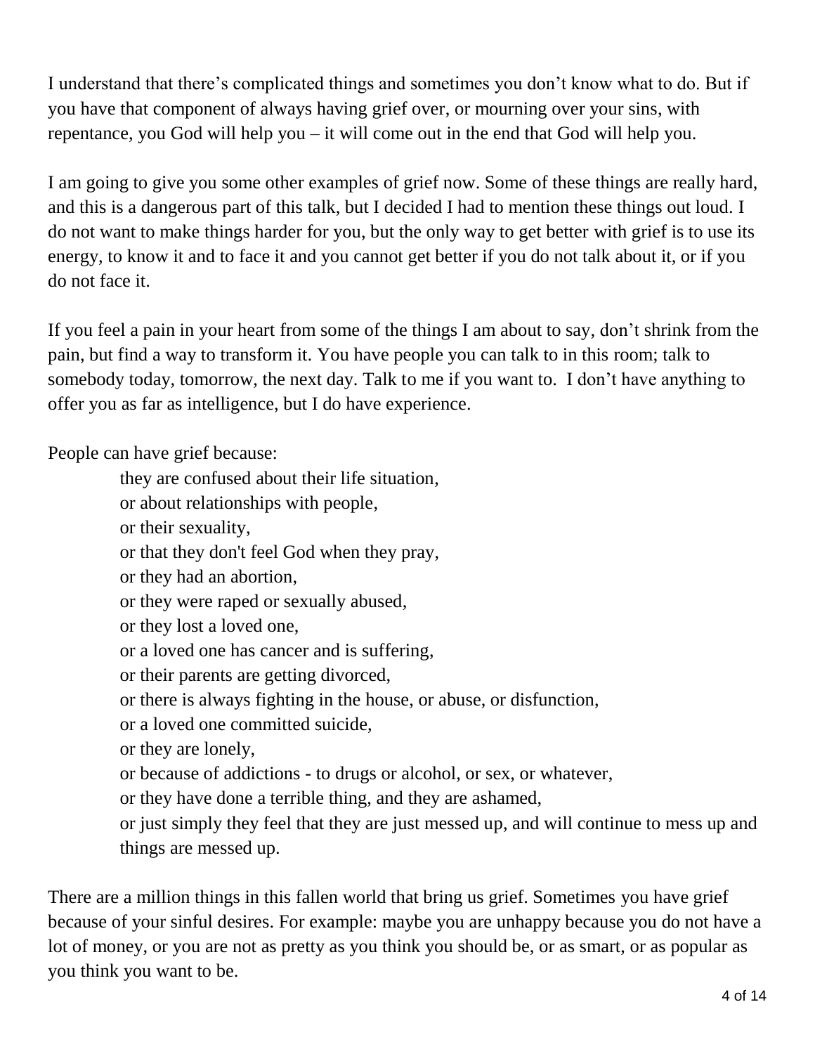I understand that there's complicated things and sometimes you don't know what to do. But if you have that component of always having grief over, or mourning over your sins, with repentance, you God will help you – it will come out in the end that God will help you.

I am going to give you some other examples of grief now. Some of these things are really hard, and this is a dangerous part of this talk, but I decided I had to mention these things out loud. I do not want to make things harder for you, but the only way to get better with grief is to use its energy, to know it and to face it and you cannot get better if you do not talk about it, or if you do not face it.

If you feel a pain in your heart from some of the things I am about to say, don't shrink from the pain, but find a way to transform it. You have people you can talk to in this room; talk to somebody today, tomorrow, the next day. Talk to me if you want to. I don't have anything to offer you as far as intelligence, but I do have experience.

People can have grief because:

> they are confused about their life situation,
> or about relationships with people,
> or their sexuality,
> or that they don't feel God when they pray,
> or they had an abortion,
> or they were raped or sexually abused,
> or they lost a loved one,
> or a loved one has cancer and is suffering,
> or their parents are getting divorced,
> or there is always fighting in the house, or abuse, or disfunction,
> or a loved one committed suicide,
> or they are lonely,
> or because of addictions - to drugs or alcohol, or sex, or whatever,
> or they have done a terrible thing, and they are ashamed,
> or just simply they feel that they are just messed up, and will continue to mess up and things are messed up.

There are a million things in this fallen world that bring us grief. Sometimes you have grief because of your sinful desires. For example: maybe you are unhappy because you do not have a lot of money, or you are not as pretty as you think you should be, or as smart, or as popular as you think you want to be.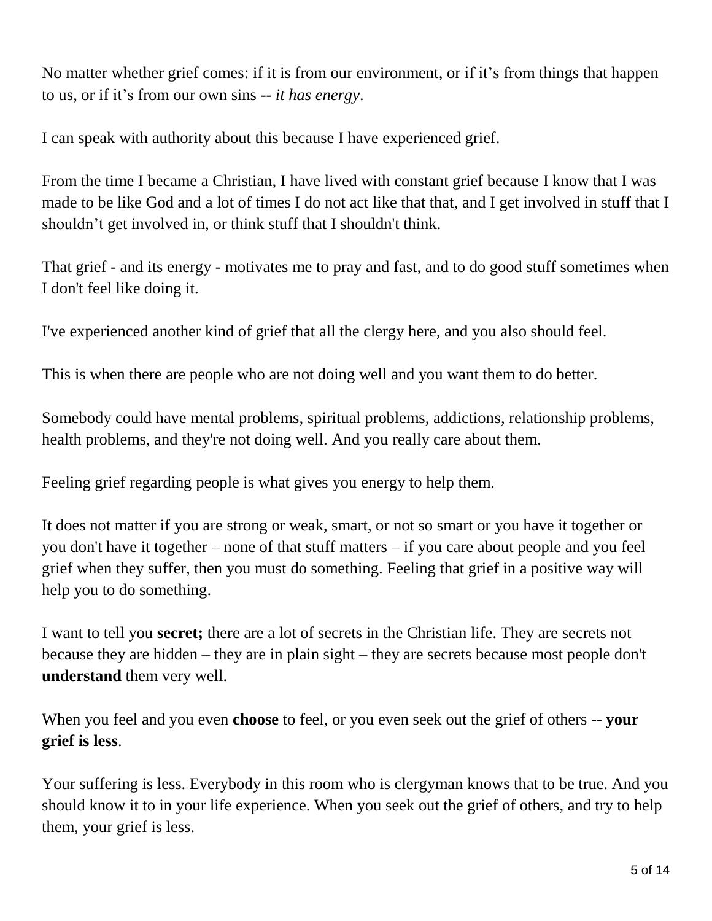No matter whether grief comes: if it is from our environment, or if it's from things that happen to us, or if it's from our own sins -- *it has energy*.

I can speak with authority about this because I have experienced grief.

From the time I became a Christian, I have lived with constant grief because I know that I was made to be like God and a lot of times I do not act like that that, and I get involved in stuff that I shouldn't get involved in, or think stuff that I shouldn't think.

That grief - and its energy - motivates me to pray and fast, and to do good stuff sometimes when I don't feel like doing it.

I've experienced another kind of grief that all the clergy here, and you also should feel.

This is when there are people who are not doing well and you want them to do better.

Somebody could have mental problems, spiritual problems, addictions, relationship problems, health problems, and they're not doing well. And you really care about them.

Feeling grief regarding people is what gives you energy to help them.

It does not matter if you are strong or weak, smart, or not so smart or you have it together or you don't have it together – none of that stuff matters – if you care about people and you feel grief when they suffer, then you must do something. Feeling that grief in a positive way will help you to do something.

I want to tell you **secret;** there are a lot of secrets in the Christian life. They are secrets not because they are hidden – they are in plain sight – they are secrets because most people don't **understand** them very well.

When you feel and you even **choose** to feel, or you even seek out the grief of others -- **your grief is less**.

Your suffering is less. Everybody in this room who is clergyman knows that to be true. And you should know it to in your life experience. When you seek out the grief of others, and try to help them, your grief is less.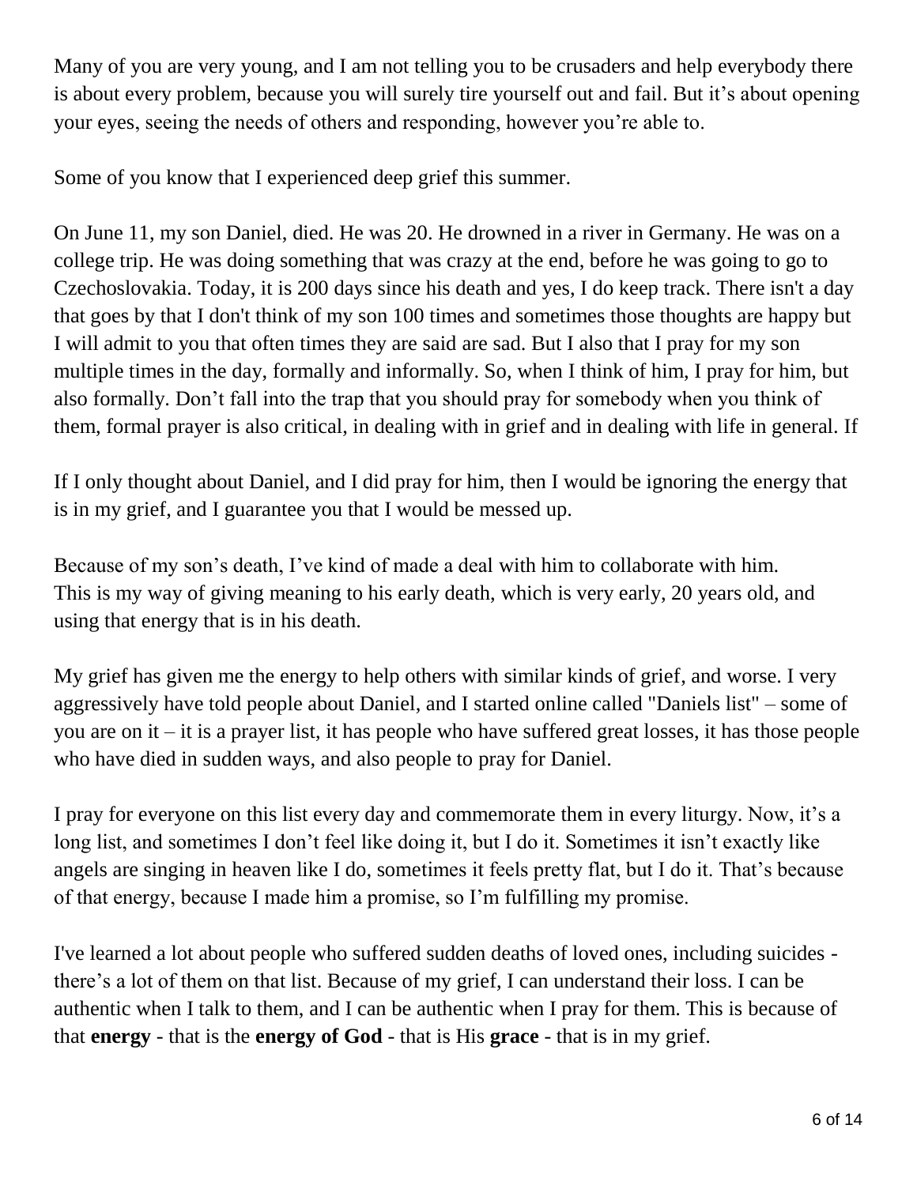Many of you are very young, and I am not telling you to be crusaders and help everybody there is about every problem, because you will surely tire yourself out and fail. But it's about opening your eyes, seeing the needs of others and responding, however you're able to.

Some of you know that I experienced deep grief this summer.

On June 11, my son Daniel, died. He was 20. He drowned in a river in Germany. He was on a college trip. He was doing something that was crazy at the end, before he was going to go to Czechoslovakia. Today, it is 200 days since his death and yes, I do keep track. There isn't a day that goes by that I don't think of my son 100 times and sometimes those thoughts are happy but I will admit to you that often times they are said are sad. But I also that I pray for my son multiple times in the day, formally and informally. So, when I think of him, I pray for him, but also formally. Don't fall into the trap that you should pray for somebody when you think of them, formal prayer is also critical, in dealing with in grief and in dealing with life in general. If

If I only thought about Daniel, and I did pray for him, then I would be ignoring the energy that is in my grief, and I guarantee you that I would be messed up.

Because of my son's death, I've kind of made a deal with him to collaborate with him. This is my way of giving meaning to his early death, which is very early, 20 years old, and using that energy that is in his death.

My grief has given me the energy to help others with similar kinds of grief, and worse. I very aggressively have told people about Daniel, and I started online called "Daniels list" – some of you are on it – it is a prayer list, it has people who have suffered great losses, it has those people who have died in sudden ways, and also people to pray for Daniel.

I pray for everyone on this list every day and commemorate them in every liturgy. Now, it's a long list, and sometimes I don't feel like doing it, but I do it. Sometimes it isn't exactly like angels are singing in heaven like I do, sometimes it feels pretty flat, but I do it. That's because of that energy, because I made him a promise, so I'm fulfilling my promise.

I've learned a lot about people who suffered sudden deaths of loved ones, including suicides - there's a lot of them on that list. Because of my grief, I can understand their loss. I can be authentic when I talk to them, and I can be authentic when I pray for them. This is because of that **energy** - that is the **energy of God** - that is His **grace** - that is in my grief.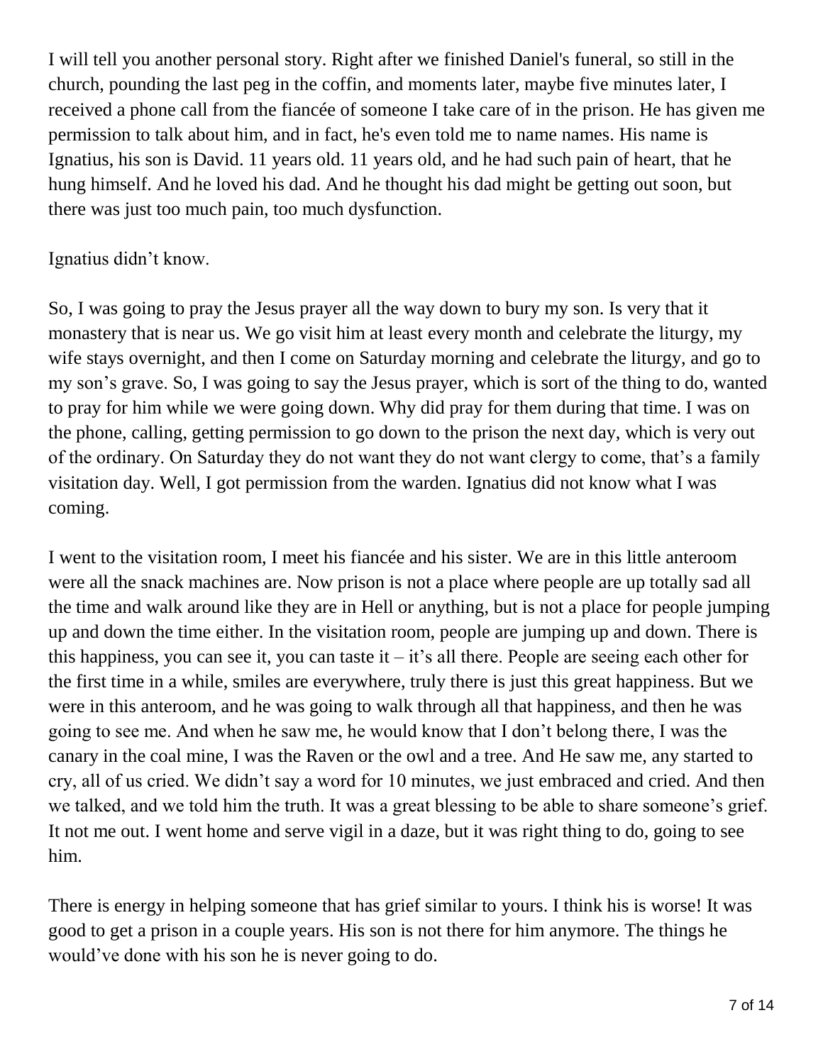I will tell you another personal story. Right after we finished Daniel's funeral, so still in the church, pounding the last peg in the coffin, and moments later, maybe five minutes later, I received a phone call from the fiancée of someone I take care of in the prison. He has given me permission to talk about him, and in fact, he's even told me to name names. His name is Ignatius, his son is David. 11 years old. 11 years old, and he had such pain of heart, that he hung himself. And he loved his dad. And he thought his dad might be getting out soon, but there was just too much pain, too much dysfunction.

Ignatius didn't know.

So, I was going to pray the Jesus prayer all the way down to bury my son. Is very that it monastery that is near us. We go visit him at least every month and celebrate the liturgy, my wife stays overnight, and then I come on Saturday morning and celebrate the liturgy, and go to my son's grave. So, I was going to say the Jesus prayer, which is sort of the thing to do, wanted to pray for him while we were going down. Why did pray for them during that time. I was on the phone, calling, getting permission to go down to the prison the next day, which is very out of the ordinary. On Saturday they do not want they do not want clergy to come, that's a family visitation day. Well, I got permission from the warden. Ignatius did not know what I was coming.

I went to the visitation room, I meet his fiancée and his sister. We are in this little anteroom were all the snack machines are. Now prison is not a place where people are up totally sad all the time and walk around like they are in Hell or anything, but is not a place for people jumping up and down the time either. In the visitation room, people are jumping up and down. There is this happiness, you can see it, you can taste it – it's all there. People are seeing each other for the first time in a while, smiles are everywhere, truly there is just this great happiness. But we were in this anteroom, and he was going to walk through all that happiness, and then he was going to see me. And when he saw me, he would know that I don't belong there, I was the canary in the coal mine, I was the Raven or the owl and a tree. And He saw me, any started to cry, all of us cried. We didn't say a word for 10 minutes, we just embraced and cried. And then we talked, and we told him the truth. It was a great blessing to be able to share someone's grief. It not me out. I went home and serve vigil in a daze, but it was right thing to do, going to see him.

There is energy in helping someone that has grief similar to yours. I think his is worse! It was good to get a prison in a couple years. His son is not there for him anymore. The things he would've done with his son he is never going to do.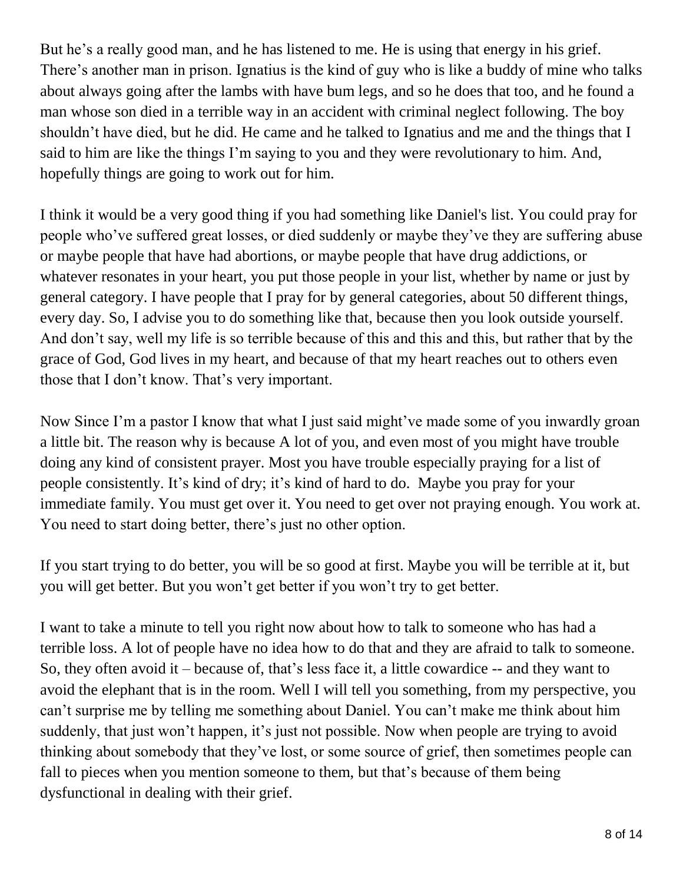But he’s a really good man, and he has listened to me. He is using that energy in his grief. There’s another man in prison. Ignatius is the kind of guy who is like a buddy of mine who talks about always going after the lambs with have bum legs, and so he does that too, and he found a man whose son died in a terrible way in an accident with criminal neglect following. The boy shouldn’t have died, but he did. He came and he talked to Ignatius and me and the things that I said to him are like the things I’m saying to you and they were revolutionary to him. And, hopefully things are going to work out for him.

I think it would be a very good thing if you had something like Daniel's list. You could pray for people who’ve suffered great losses, or died suddenly or maybe they’ve they are suffering abuse or maybe people that have had abortions, or maybe people that have drug addictions, or whatever resonates in your heart, you put those people in your list, whether by name or just by general category. I have people that I pray for by general categories, about 50 different things, every day. So, I advise you to do something like that, because then you look outside yourself. And don’t say, well my life is so terrible because of this and this and this, but rather that by the grace of God, God lives in my heart, and because of that my heart reaches out to others even those that I don’t know. That’s very important.

Now Since I’m a pastor I know that what I just said might’ve made some of you inwardly groan a little bit. The reason why is because A lot of you, and even most of you might have trouble doing any kind of consistent prayer. Most you have trouble especially praying for a list of people consistently. It’s kind of dry; it’s kind of hard to do.  Maybe you pray for your immediate family. You must get over it. You need to get over not praying enough. You work at. You need to start doing better, there’s just no other option.

If you start trying to do better, you will be so good at first. Maybe you will be terrible at it, but you will get better. But you won’t get better if you won’t try to get better.

I want to take a minute to tell you right now about how to talk to someone who has had a terrible loss. A lot of people have no idea how to do that and they are afraid to talk to someone. So, they often avoid it – because of, that’s less face it, a little cowardice -- and they want to avoid the elephant that is in the room. Well I will tell you something, from my perspective, you can’t surprise me by telling me something about Daniel. You can’t make me think about him suddenly, that just won’t happen, it’s just not possible. Now when people are trying to avoid thinking about somebody that they’ve lost, or some source of grief, then sometimes people can fall to pieces when you mention someone to them, but that’s because of them being dysfunctional in dealing with their grief.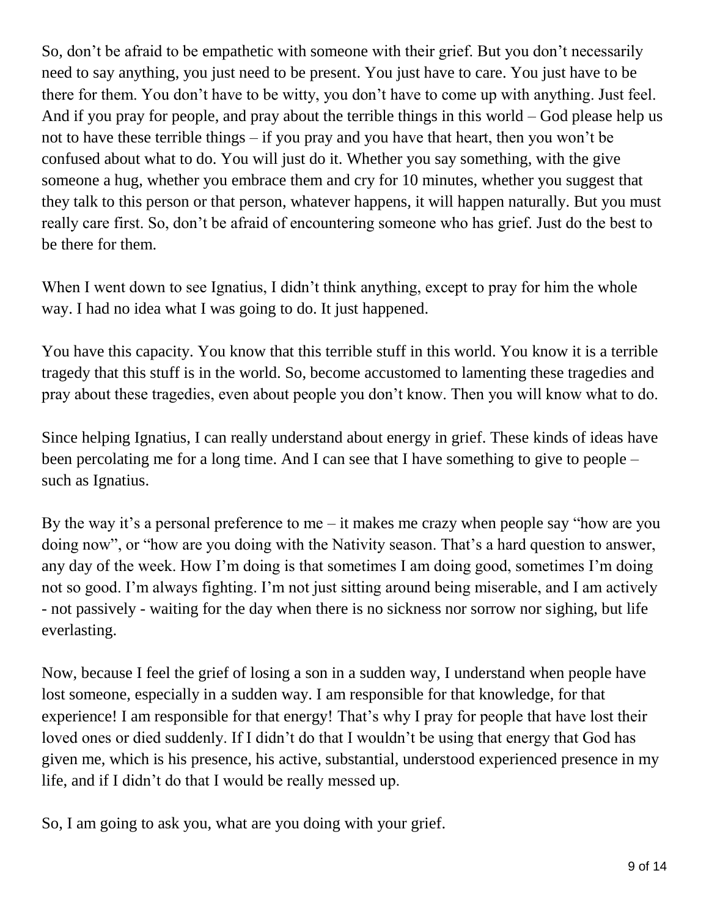So, don't be afraid to be empathetic with someone with their grief. But you don't necessarily need to say anything, you just need to be present. You just have to care. You just have to be there for them. You don't have to be witty, you don't have to come up with anything. Just feel. And if you pray for people, and pray about the terrible things in this world – God please help us not to have these terrible things – if you pray and you have that heart, then you won't be confused about what to do. You will just do it. Whether you say something, with the give someone a hug, whether you embrace them and cry for 10 minutes, whether you suggest that they talk to this person or that person, whatever happens, it will happen naturally. But you must really care first. So, don't be afraid of encountering someone who has grief. Just do the best to be there for them.

When I went down to see Ignatius, I didn't think anything, except to pray for him the whole way. I had no idea what I was going to do. It just happened.

You have this capacity. You know that this terrible stuff in this world. You know it is a terrible tragedy that this stuff is in the world. So, become accustomed to lamenting these tragedies and pray about these tragedies, even about people you don't know. Then you will know what to do.

Since helping Ignatius, I can really understand about energy in grief. These kinds of ideas have been percolating me for a long time. And I can see that I have something to give to people – such as Ignatius.

By the way it's a personal preference to me – it makes me crazy when people say "how are you doing now", or "how are you doing with the Nativity season. That's a hard question to answer, any day of the week. How I'm doing is that sometimes I am doing good, sometimes I'm doing not so good. I'm always fighting. I'm not just sitting around being miserable, and I am actively - not passively - waiting for the day when there is no sickness nor sorrow nor sighing, but life everlasting.

Now, because I feel the grief of losing a son in a sudden way, I understand when people have lost someone, especially in a sudden way. I am responsible for that knowledge, for that experience! I am responsible for that energy! That's why I pray for people that have lost their loved ones or died suddenly. If I didn't do that I wouldn't be using that energy that God has given me, which is his presence, his active, substantial, understood experienced presence in my life, and if I didn't do that I would be really messed up.

So, I am going to ask you, what are you doing with your grief.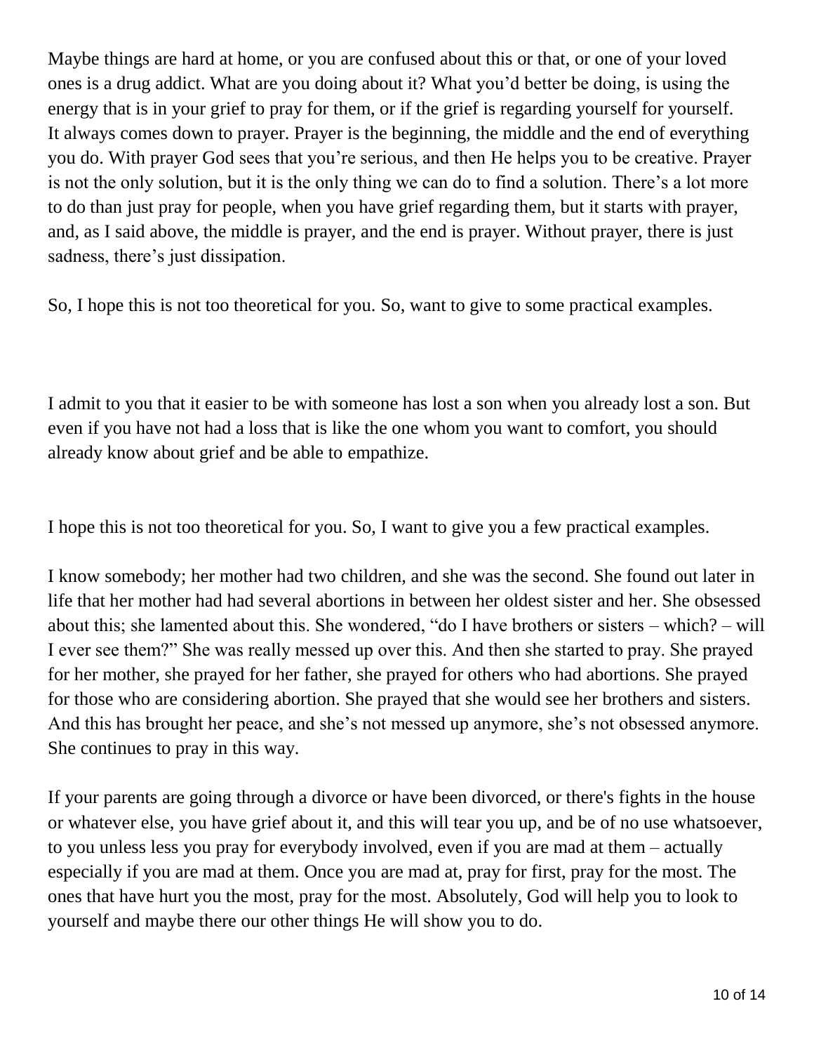Maybe things are hard at home, or you are confused about this or that, or one of your loved ones is a drug addict. What are you doing about it? What you'd better be doing, is using the energy that is in your grief to pray for them, or if the grief is regarding yourself for yourself. It always comes down to prayer. Prayer is the beginning, the middle and the end of everything you do. With prayer God sees that you're serious, and then He helps you to be creative. Prayer is not the only solution, but it is the only thing we can do to find a solution. There's a lot more to do than just pray for people, when you have grief regarding them, but it starts with prayer, and, as I said above, the middle is prayer, and the end is prayer. Without prayer, there is just sadness, there's just dissipation.

So, I hope this is not too theoretical for you. So, want to give to some practical examples.

I admit to you that it easier to be with someone has lost a son when you already lost a son. But even if you have not had a loss that is like the one whom you want to comfort, you should already know about grief and be able to empathize.

I hope this is not too theoretical for you. So, I want to give you a few practical examples.

I know somebody; her mother had two children, and she was the second. She found out later in life that her mother had had several abortions in between her oldest sister and her. She obsessed about this; she lamented about this. She wondered, "do I have brothers or sisters – which? – will I ever see them?" She was really messed up over this. And then she started to pray. She prayed for her mother, she prayed for her father, she prayed for others who had abortions. She prayed for those who are considering abortion. She prayed that she would see her brothers and sisters. And this has brought her peace, and she's not messed up anymore, she's not obsessed anymore. She continues to pray in this way.

If your parents are going through a divorce or have been divorced, or there's fights in the house or whatever else, you have grief about it, and this will tear you up, and be of no use whatsoever, to you unless less you pray for everybody involved, even if you are mad at them – actually especially if you are mad at them. Once you are mad at, pray for first, pray for the most. The ones that have hurt you the most, pray for the most. Absolutely, God will help you to look to yourself and maybe there our other things He will show you to do.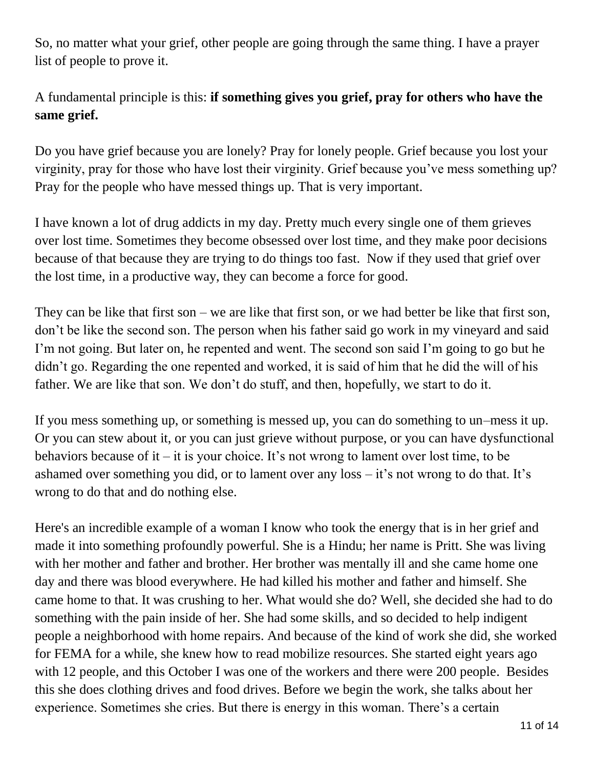So, no matter what your grief, other people are going through the same thing. I have a prayer list of people to prove it.

A fundamental principle is this: **if something gives you grief, pray for others who have the same grief.**

Do you have grief because you are lonely? Pray for lonely people. Grief because you lost your virginity, pray for those who have lost their virginity. Grief because you've mess something up? Pray for the people who have messed things up. That is very important.

I have known a lot of drug addicts in my day. Pretty much every single one of them grieves over lost time. Sometimes they become obsessed over lost time, and they make poor decisions because of that because they are trying to do things too fast. Now if they used that grief over the lost time, in a productive way, they can become a force for good.

They can be like that first son – we are like that first son, or we had better be like that first son, don't be like the second son. The person when his father said go work in my vineyard and said I'm not going. But later on, he repented and went. The second son said I'm going to go but he didn't go. Regarding the one repented and worked, it is said of him that he did the will of his father. We are like that son. We don't do stuff, and then, hopefully, we start to do it.

If you mess something up, or something is messed up, you can do something to un–mess it up. Or you can stew about it, or you can just grieve without purpose, or you can have dysfunctional behaviors because of it – it is your choice. It's not wrong to lament over lost time, to be ashamed over something you did, or to lament over any loss – it's not wrong to do that. It's wrong to do that and do nothing else.

Here's an incredible example of a woman I know who took the energy that is in her grief and made it into something profoundly powerful. She is a Hindu; her name is Pritt. She was living with her mother and father and brother. Her brother was mentally ill and she came home one day and there was blood everywhere. He had killed his mother and father and himself. She came home to that. It was crushing to her. What would she do? Well, she decided she had to do something with the pain inside of her. She had some skills, and so decided to help indigent people a neighborhood with home repairs. And because of the kind of work she did, she worked for FEMA for a while, she knew how to read mobilize resources. She started eight years ago with 12 people, and this October I was one of the workers and there were 200 people. Besides this she does clothing drives and food drives. Before we begin the work, she talks about her experience. Sometimes she cries. But there is energy in this woman. There's a certain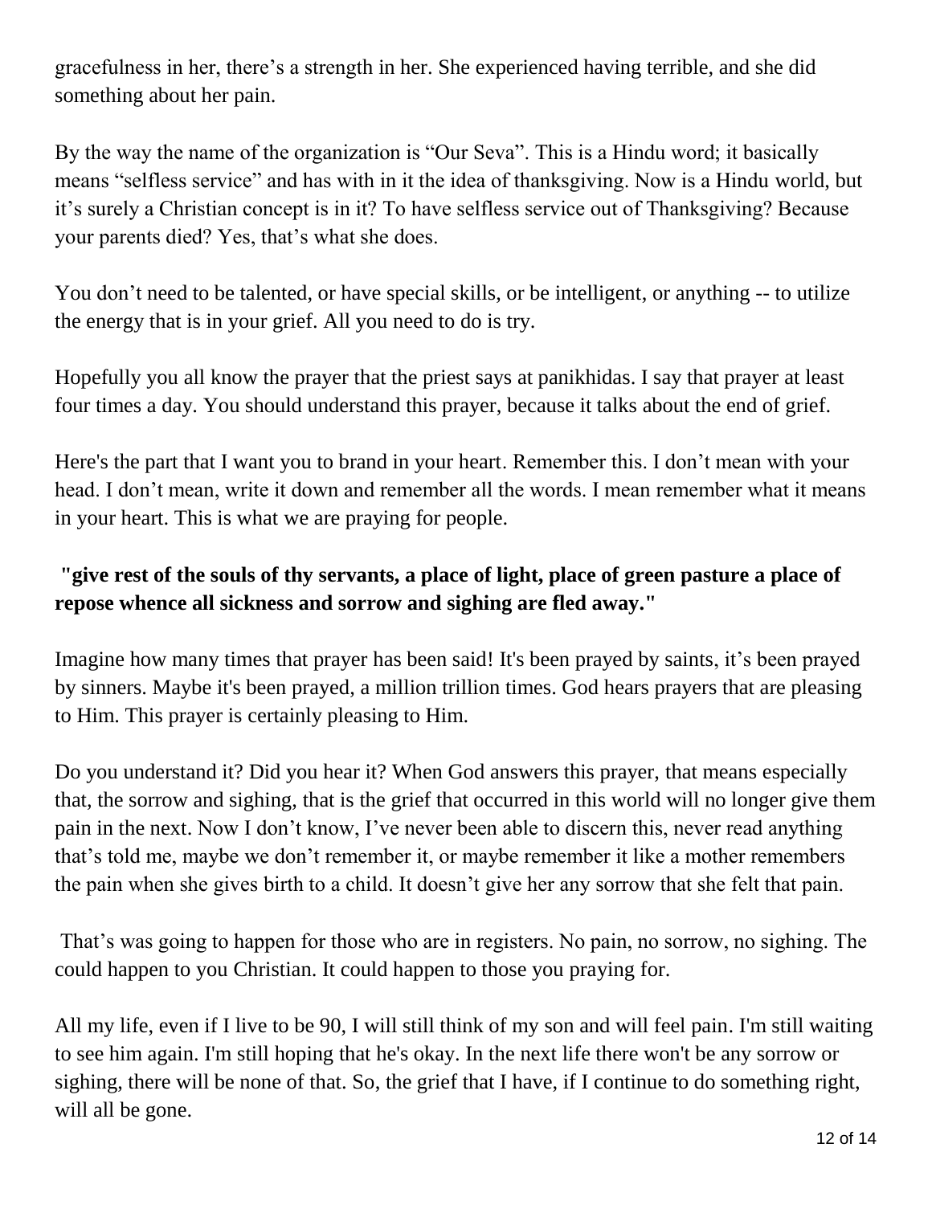gracefulness in her, there's a strength in her. She experienced having terrible, and she did something about her pain.

By the way the name of the organization is "Our Seva". This is a Hindu word; it basically means "selfless service" and has with in it the idea of thanksgiving. Now is a Hindu world, but it's surely a Christian concept is in it? To have selfless service out of Thanksgiving? Because your parents died? Yes, that's what she does.

You don't need to be talented, or have special skills, or be intelligent, or anything -- to utilize the energy that is in your grief. All you need to do is try.

Hopefully you all know the prayer that the priest says at panikhidas. I say that prayer at least four times a day. You should understand this prayer, because it talks about the end of grief.

Here's the part that I want you to brand in your heart. Remember this. I don't mean with your head. I don't mean, write it down and remember all the words. I mean remember what it means in your heart. This is what we are praying for people.

**"give rest of the souls of thy servants, a place of light, place of green pasture a place of repose whence all sickness and sorrow and sighing are fled away."**

Imagine how many times that prayer has been said! It's been prayed by saints, it's been prayed by sinners. Maybe it's been prayed, a million trillion times. God hears prayers that are pleasing to Him. This prayer is certainly pleasing to Him.

Do you understand it? Did you hear it? When God answers this prayer, that means especially that, the sorrow and sighing, that is the grief that occurred in this world will no longer give them pain in the next. Now I don't know, I've never been able to discern this, never read anything that's told me, maybe we don't remember it, or maybe remember it like a mother remembers the pain when she gives birth to a child. It doesn't give her any sorrow that she felt that pain.

That's was going to happen for those who are in registers. No pain, no sorrow, no sighing. The could happen to you Christian. It could happen to those you praying for.

All my life, even if I live to be 90, I will still think of my son and will feel pain. I'm still waiting to see him again. I'm still hoping that he's okay. In the next life there won't be any sorrow or sighing, there will be none of that. So, the grief that I have, if I continue to do something right, will all be gone.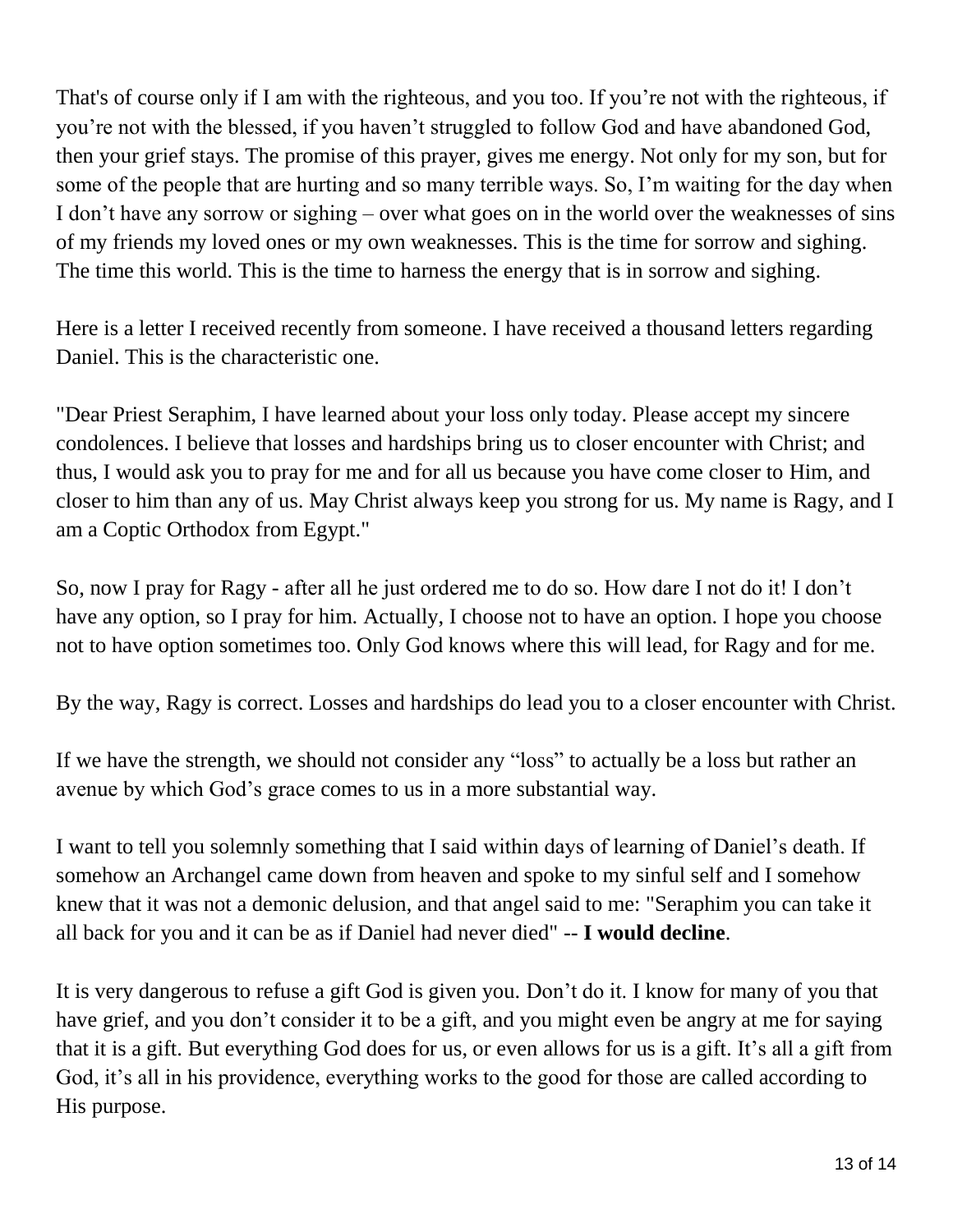That's of course only if I am with the righteous, and you too. If you're not with the righteous, if you're not with the blessed, if you haven't struggled to follow God and have abandoned God, then your grief stays. The promise of this prayer, gives me energy. Not only for my son, but for some of the people that are hurting and so many terrible ways. So, I'm waiting for the day when I don't have any sorrow or sighing – over what goes on in the world over the weaknesses of sins of my friends my loved ones or my own weaknesses. This is the time for sorrow and sighing. The time this world. This is the time to harness the energy that is in sorrow and sighing.

Here is a letter I received recently from someone. I have received a thousand letters regarding Daniel. This is the characteristic one.

"Dear Priest Seraphim, I have learned about your loss only today. Please accept my sincere condolences. I believe that losses and hardships bring us to closer encounter with Christ; and thus, I would ask you to pray for me and for all us because you have come closer to Him, and closer to him than any of us. May Christ always keep you strong for us. My name is Ragy, and I am a Coptic Orthodox from Egypt."

So, now I pray for Ragy - after all he just ordered me to do so. How dare I not do it! I don't have any option, so I pray for him. Actually, I choose not to have an option. I hope you choose not to have option sometimes too. Only God knows where this will lead, for Ragy and for me.

By the way, Ragy is correct. Losses and hardships do lead you to a closer encounter with Christ.

If we have the strength, we should not consider any "loss" to actually be a loss but rather an avenue by which God's grace comes to us in a more substantial way.

I want to tell you solemnly something that I said within days of learning of Daniel's death. If somehow an Archangel came down from heaven and spoke to my sinful self and I somehow knew that it was not a demonic delusion, and that angel said to me: "Seraphim you can take it all back for you and it can be as if Daniel had never died" -- **I would decline**.

It is very dangerous to refuse a gift God is given you. Don't do it. I know for many of you that have grief, and you don't consider it to be a gift, and you might even be angry at me for saying that it is a gift. But everything God does for us, or even allows for us is a gift. It's all a gift from God, it's all in his providence, everything works to the good for those are called according to His purpose.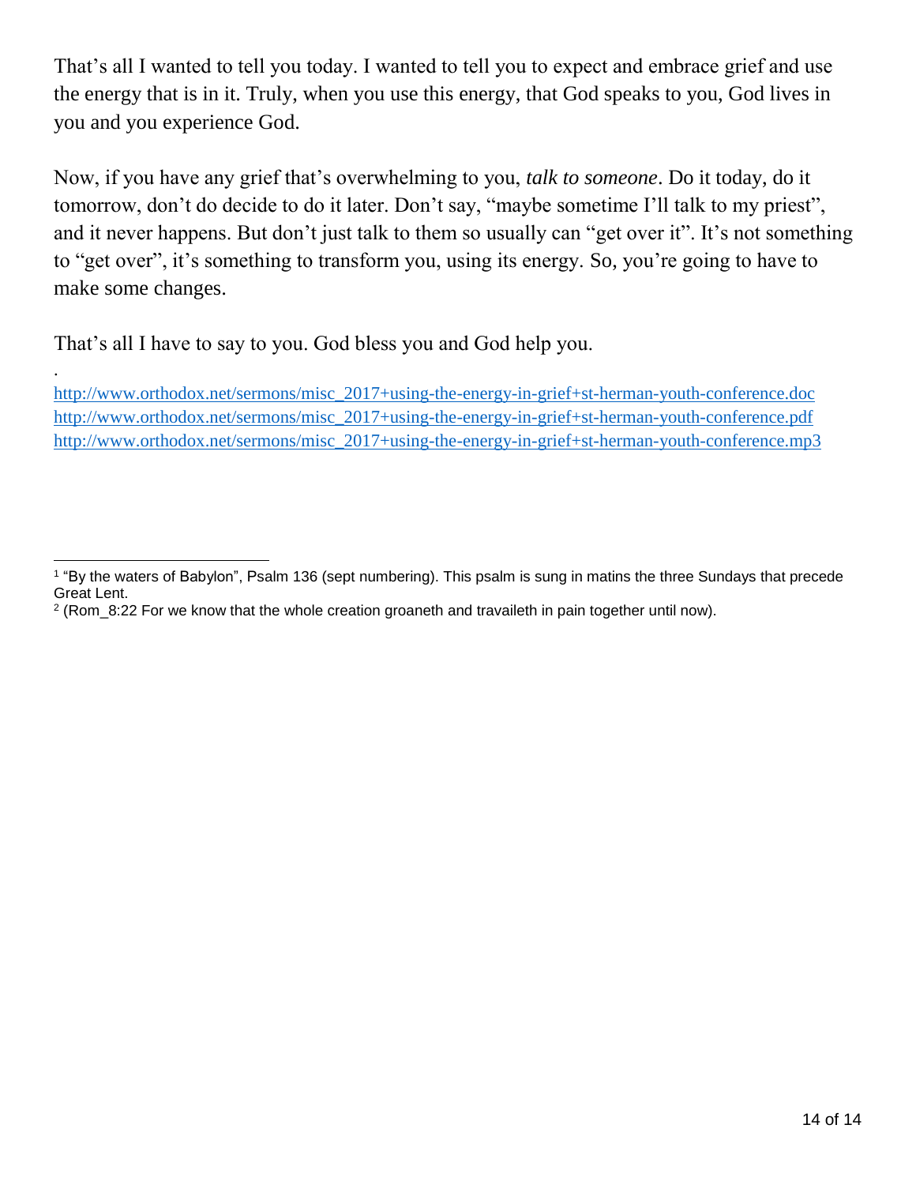That's all I wanted to tell you today. I wanted to tell you to expect and embrace grief and use the energy that is in it. Truly, when you use this energy, that God speaks to you, God lives in you and you experience God.

Now, if you have any grief that's overwhelming to you, *talk to someone*. Do it today, do it tomorrow, don't do decide to do it later. Don't say, "maybe sometime I'll talk to my priest", and it never happens. But don't just talk to them so usually can "get over it". It's not something to "get over", it's something to transform you, using its energy. So, you're going to have to make some changes.

That's all I have to say to you. God bless you and God help you.

.

http://www.orthodox.net/sermons/misc_2017+using-the-energy-in-grief+st-herman-youth-conference.doc
http://www.orthodox.net/sermons/misc_2017+using-the-energy-in-grief+st-herman-youth-conference.pdf
http://www.orthodox.net/sermons/misc_2017+using-the-energy-in-grief+st-herman-youth-conference.mp3

---

[1] "By the waters of Babylon", Psalm 136 (sept numbering). This psalm is sung in matins the three Sundays that precede Great Lent.

[2] (Rom_8:22 For we know that the whole creation groaneth and travaileth in pain together until now).